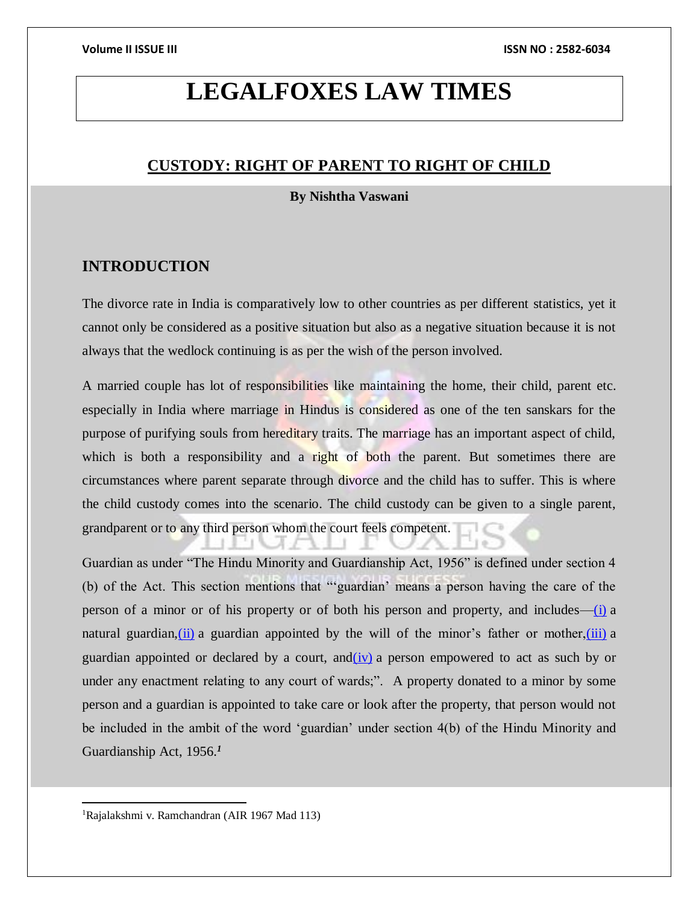# LEGALFOXES LAW TIMES

## CUSTODY: RIGHT OF PARENT TO RIGHT OF CHILD

**By Nishtha Vaswani**

## INTRODUCTION

The divorce rate in India is comparatively low to other countries as per different statistics, yet it cannot only be considered as a positive situation but also as a negative situation because it is not always that the wedlock continuing is as per the wish of the person involved.

A married couple has lot of responsibilities like maintaining the home, their child, parent etc. especially in India where marriage in Hindus is considered as one of the ten sanskars for the purpose of purifying souls from hereditary traits. The marriage has an important aspect of child, which is both a responsibility and a right of both the parent. But sometimes there are circumstances where parent separate through divorce and the child has to suffer. This is where the child custody comes into the scenario. The child custody can be given to a single parent, grandparent or to any third person whom the court feels competent.

Guardian as under "The Hindu Minority and Guardianship Act, 1956" is defined under section 4 (b) of the Act. This section mentions that "'guardian' means a person having the care of the person of a minor or of his property or of both his person and property, and includes—(i) a natural guardian,(ii) a guardian appointed by the will of the minor's father or mother,(iii) a guardian appointed or declared by a court, and(iv) a person empowered to act as such by or under any enactment relating to any court of wards;". A property donated to a minor by some person and a guardian is appointed to take care or look after the property, that person would not be included in the ambit of the word 'guardian' under section 4(b) of the Hindu Minority and Guardianship Act, 1956.[1]

---

[1] Rajalakshmi v. Ramchandran (AIR 1967 Mad 113)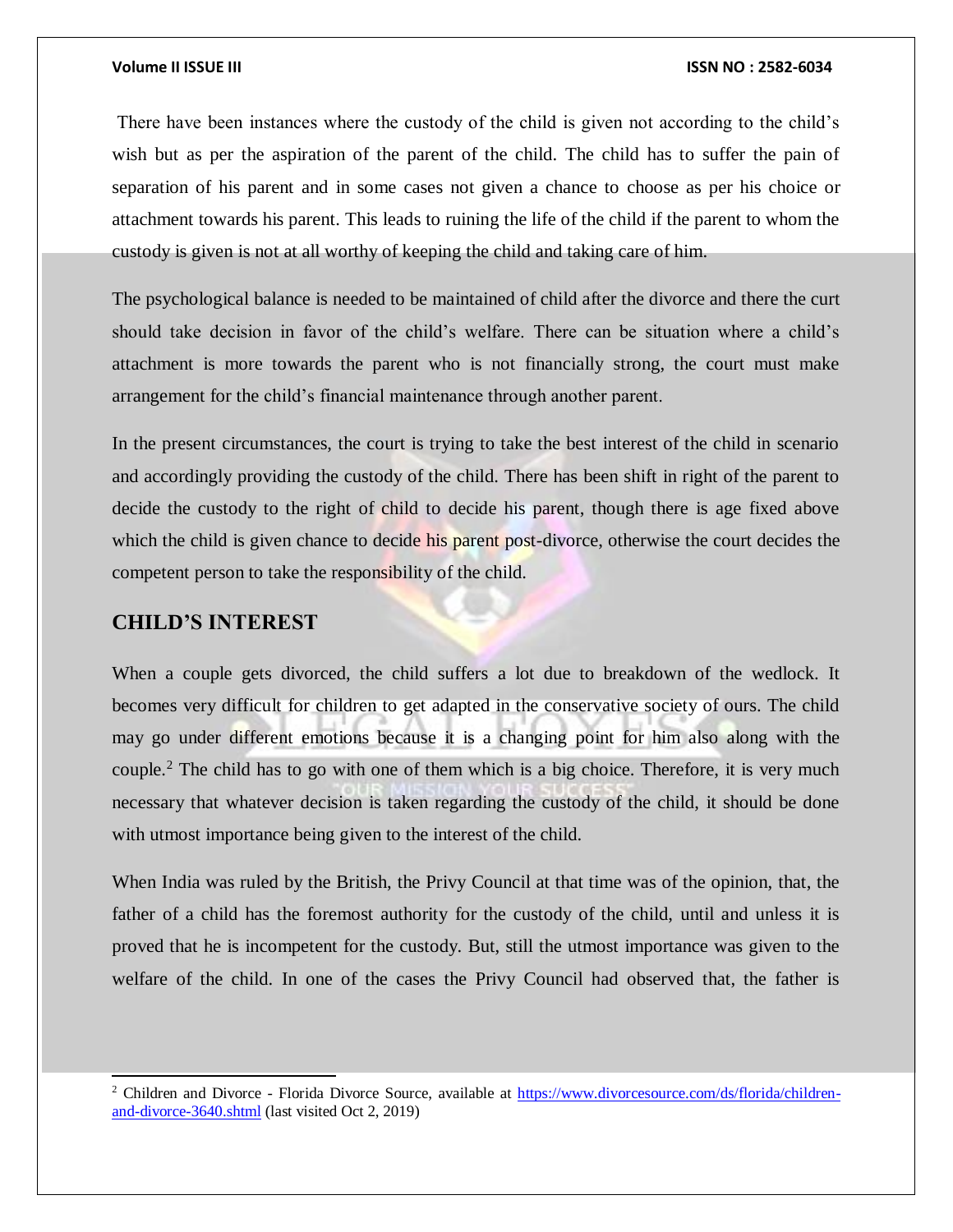There have been instances where the custody of the child is given not according to the child's wish but as per the aspiration of the parent of the child. The child has to suffer the pain of separation of his parent and in some cases not given a chance to choose as per his choice or attachment towards his parent. This leads to ruining the life of the child if the parent to whom the custody is given is not at all worthy of keeping the child and taking care of him.

The psychological balance is needed to be maintained of child after the divorce and there the curt should take decision in favor of the child's welfare. There can be situation where a child's attachment is more towards the parent who is not financially strong, the court must make arrangement for the child's financial maintenance through another parent.

In the present circumstances, the court is trying to take the best interest of the child in scenario and accordingly providing the custody of the child. There has been shift in right of the parent to decide the custody to the right of child to decide his parent, though there is age fixed above which the child is given chance to decide his parent post-divorce, otherwise the court decides the competent person to take the responsibility of the child.

## CHILD'S INTEREST

When a couple gets divorced, the child suffers a lot due to breakdown of the wedlock. It becomes very difficult for children to get adapted in the conservative society of ours. The child may go under different emotions because it is a changing point for him also along with the couple.[2] The child has to go with one of them which is a big choice. Therefore, it is very much necessary that whatever decision is taken regarding the custody of the child, it should be done with utmost importance being given to the interest of the child.

When India was ruled by the British, the Privy Council at that time was of the opinion, that, the father of a child has the foremost authority for the custody of the child, until and unless it is proved that he is incompetent for the custody. But, still the utmost importance was given to the welfare of the child. In one of the cases the Privy Council had observed that, the father is

---

[2] Children and Divorce - Florida Divorce Source, available at https://www.divorcesource.com/ds/florida/children-and-divorce-3640.shtml (last visited Oct 2, 2019)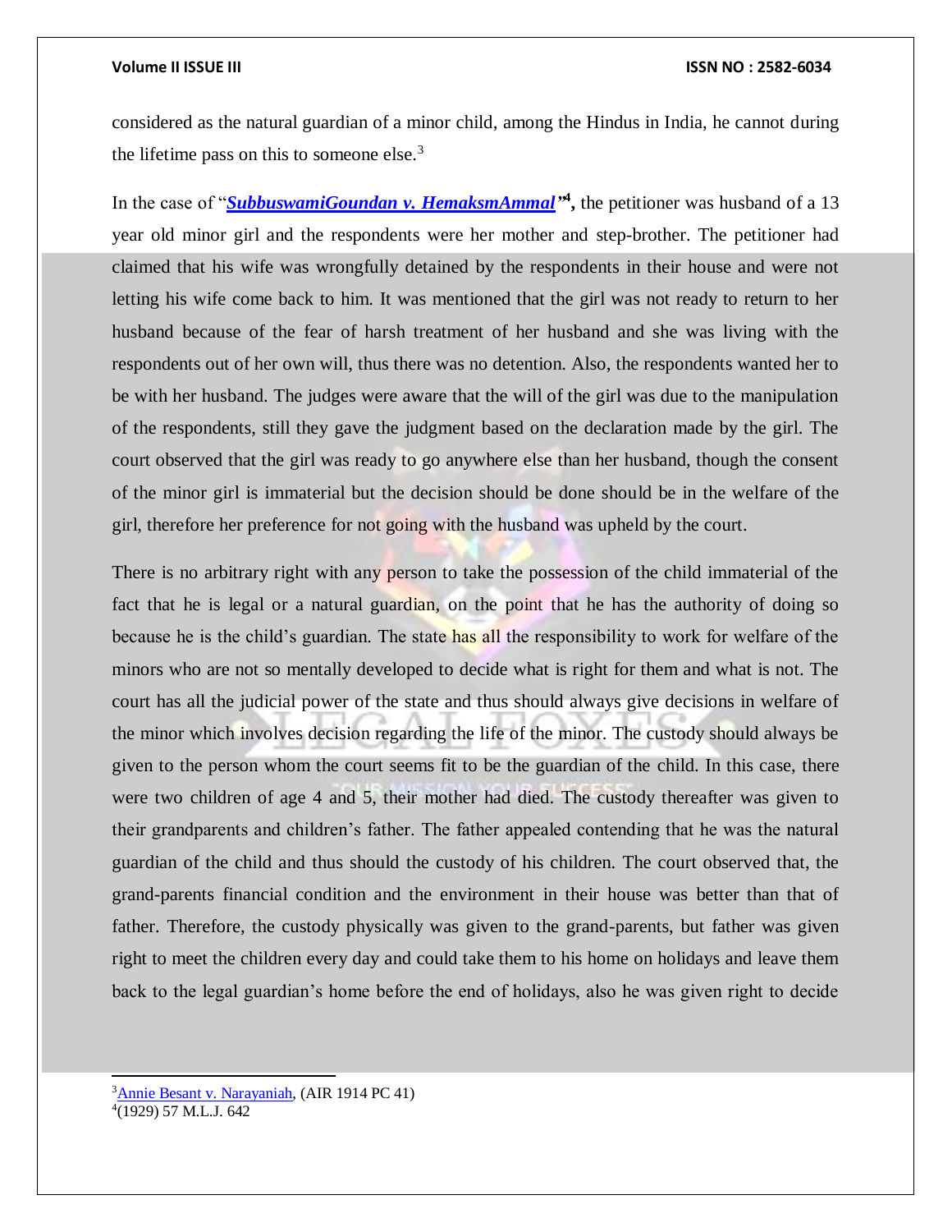considered as the natural guardian of a minor child, among the Hindus in India, he cannot during the lifetime pass on this to someone else.[3]

In the case of "***SubbuswamiGoundan v. HemaksmAmmal***"[4], the petitioner was husband of a 13 year old minor girl and the respondents were her mother and step-brother. The petitioner had claimed that his wife was wrongfully detained by the respondents in their house and were not letting his wife come back to him. It was mentioned that the girl was not ready to return to her husband because of the fear of harsh treatment of her husband and she was living with the respondents out of her own will, thus there was no detention. Also, the respondents wanted her to be with her husband. The judges were aware that the will of the girl was due to the manipulation of the respondents, still they gave the judgment based on the declaration made by the girl. The court observed that the girl was ready to go anywhere else than her husband, though the consent of the minor girl is immaterial but the decision should be done should be in the welfare of the girl, therefore her preference for not going with the husband was upheld by the court.

There is no arbitrary right with any person to take the possession of the child immaterial of the fact that he is legal or a natural guardian, on the point that he has the authority of doing so because he is the child's guardian. The state has all the responsibility to work for welfare of the minors who are not so mentally developed to decide what is right for them and what is not. The court has all the judicial power of the state and thus should always give decisions in welfare of the minor which involves decision regarding the life of the minor. The custody should always be given to the person whom the court seems fit to be the guardian of the child. In this case, there were two children of age 4 and 5, their mother had died. The custody thereafter was given to their grandparents and children's father. The father appealed contending that he was the natural guardian of the child and thus should the custody of his children. The court observed that, the grand-parents financial condition and the environment in their house was better than that of father. Therefore, the custody physically was given to the grand-parents, but father was given right to meet the children every day and could take them to his home on holidays and leave them back to the legal guardian's home before the end of holidays, also he was given right to decide

---

[3] Annie Besant v. Narayaniah, (AIR 1914 PC 41)

[4] (1929) 57 M.L.J. 642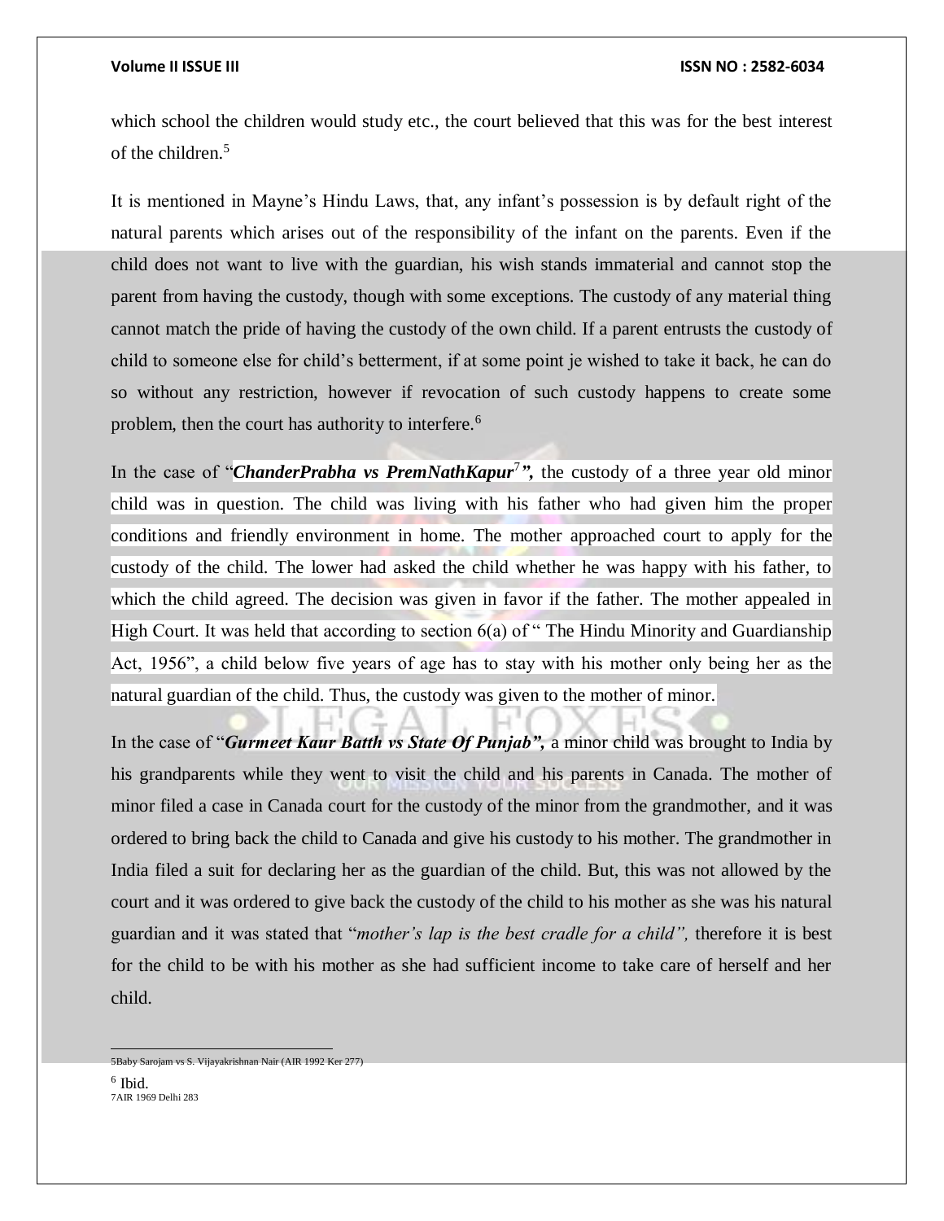which school the children would study etc., the court believed that this was for the best interest of the children.[5]

It is mentioned in Mayne's Hindu Laws, that, any infant's possession is by default right of the natural parents which arises out of the responsibility of the infant on the parents. Even if the child does not want to live with the guardian, his wish stands immaterial and cannot stop the parent from having the custody, though with some exceptions. The custody of any material thing cannot match the pride of having the custody of the own child. If a parent entrusts the custody of child to someone else for child's betterment, if at some point je wished to take it back, he can do so without any restriction, however if revocation of such custody happens to create some problem, then the court has authority to interfere.[6]

In the case of "***ChanderPrabha vs PremNathKapur***[7]***"***, the custody of a three year old minor child was in question. The child was living with his father who had given him the proper conditions and friendly environment in home. The mother approached court to apply for the custody of the child. The lower had asked the child whether he was happy with his father, to which the child agreed. The decision was given in favor if the father. The mother appealed in High Court. It was held that according to section 6(a) of " The Hindu Minority and Guardianship Act, 1956", a child below five years of age has to stay with his mother only being her as the natural guardian of the child. Thus, the custody was given to the mother of minor.

In the case of "***Gurmeet Kaur Batth vs State Of Punjab"***, a minor child was brought to India by his grandparents while they went to visit the child and his parents in Canada. The mother of minor filed a case in Canada court for the custody of the minor from the grandmother, and it was ordered to bring back the child to Canada and give his custody to his mother. The grandmother in India filed a suit for declaring her as the guardian of the child. But, this was not allowed by the court and it was ordered to give back the custody of the child to his mother as she was his natural guardian and it was stated that "*mother's lap is the best cradle for a child",* therefore it is best for the child to be with his mother as she had sufficient income to take care of herself and her child.

---

[5] Baby Sarojam vs S. Vijayakrishnan Nair (AIR 1992 Ker 277)

[6] Ibid.

[7] AIR 1969 Delhi 283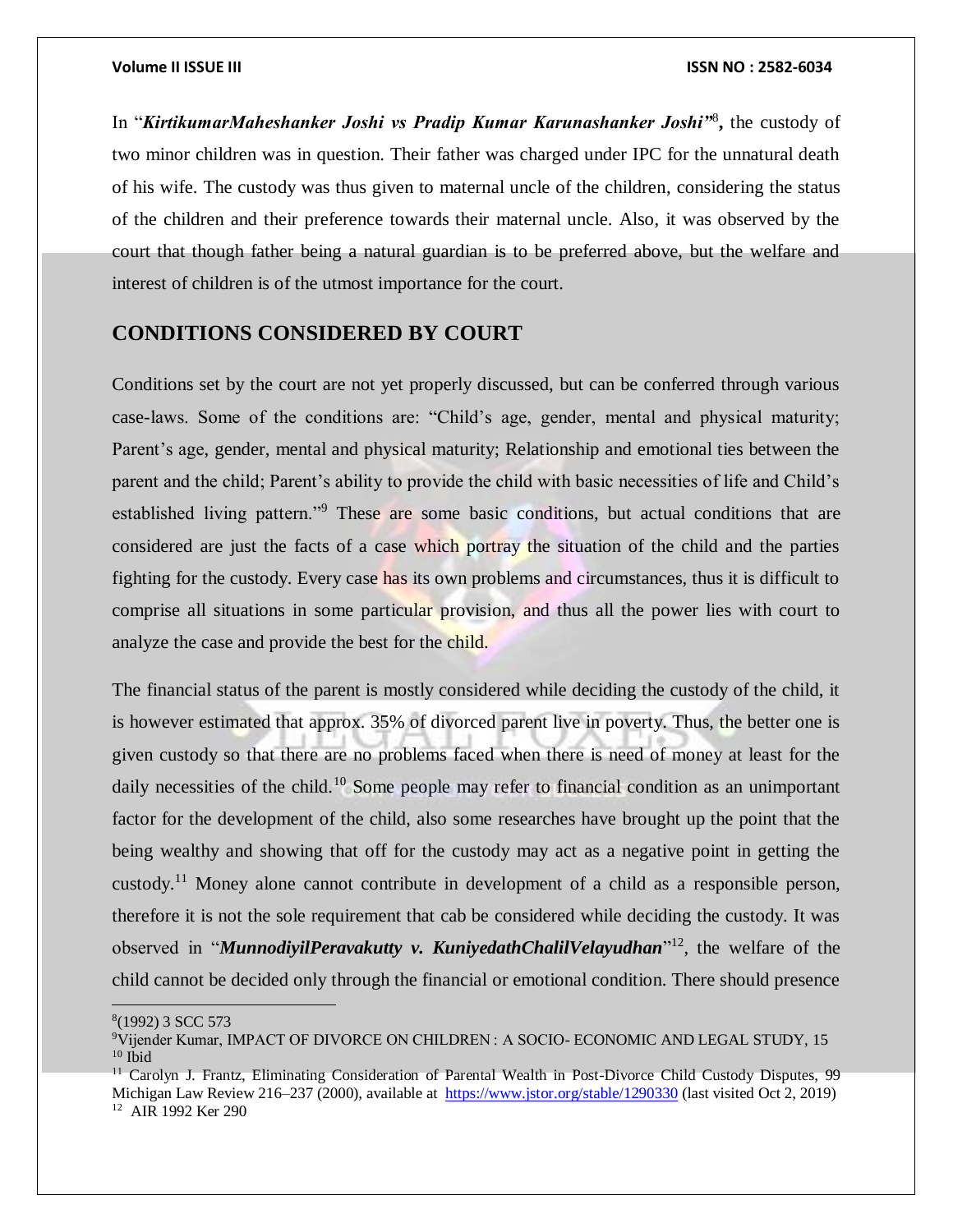In "***KirtikumarMaheshanker Joshi vs Pradip Kumar Karunashanker Joshi***"[8], the custody of two minor children was in question. Their father was charged under IPC for the unnatural death of his wife. The custody was thus given to maternal uncle of the children, considering the status of the children and their preference towards their maternal uncle. Also, it was observed by the court that though father being a natural guardian is to be preferred above, but the welfare and interest of children is of the utmost importance for the court.

## CONDITIONS CONSIDERED BY COURT

Conditions set by the court are not yet properly discussed, but can be conferred through various case-laws. Some of the conditions are: "Child's age, gender, mental and physical maturity; Parent's age, gender, mental and physical maturity; Relationship and emotional ties between the parent and the child; Parent's ability to provide the child with basic necessities of life and Child's established living pattern."[9] These are some basic conditions, but actual conditions that are considered are just the facts of a case which portray the situation of the child and the parties fighting for the custody. Every case has its own problems and circumstances, thus it is difficult to comprise all situations in some particular provision, and thus all the power lies with court to analyze the case and provide the best for the child.

The financial status of the parent is mostly considered while deciding the custody of the child, it is however estimated that approx. 35% of divorced parent live in poverty. Thus, the better one is given custody so that there are no problems faced when there is need of money at least for the daily necessities of the child.[10] Some people may refer to financial condition as an unimportant factor for the development of the child, also some researches have brought up the point that the being wealthy and showing that off for the custody may act as a negative point in getting the custody.[11] Money alone cannot contribute in development of a child as a responsible person, therefore it is not the sole requirement that cab be considered while deciding the custody. It was observed in "***MunnodiyilPeravakutty v. KuniyedathChalilVelayudhan***"[12], the welfare of the child cannot be decided only through the financial or emotional condition. There should presence

---

[8] (1992) 3 SCC 573

[9] Vijender Kumar, IMPACT OF DIVORCE ON CHILDREN : A SOCIO- ECONOMIC AND LEGAL STUDY, 15

[10] Ibid

[11] Carolyn J. Frantz, Eliminating Consideration of Parental Wealth in Post-Divorce Child Custody Disputes, 99 Michigan Law Review 216–237 (2000), available at https://www.jstor.org/stable/1290330 (last visited Oct 2, 2019)

[12] AIR 1992 Ker 290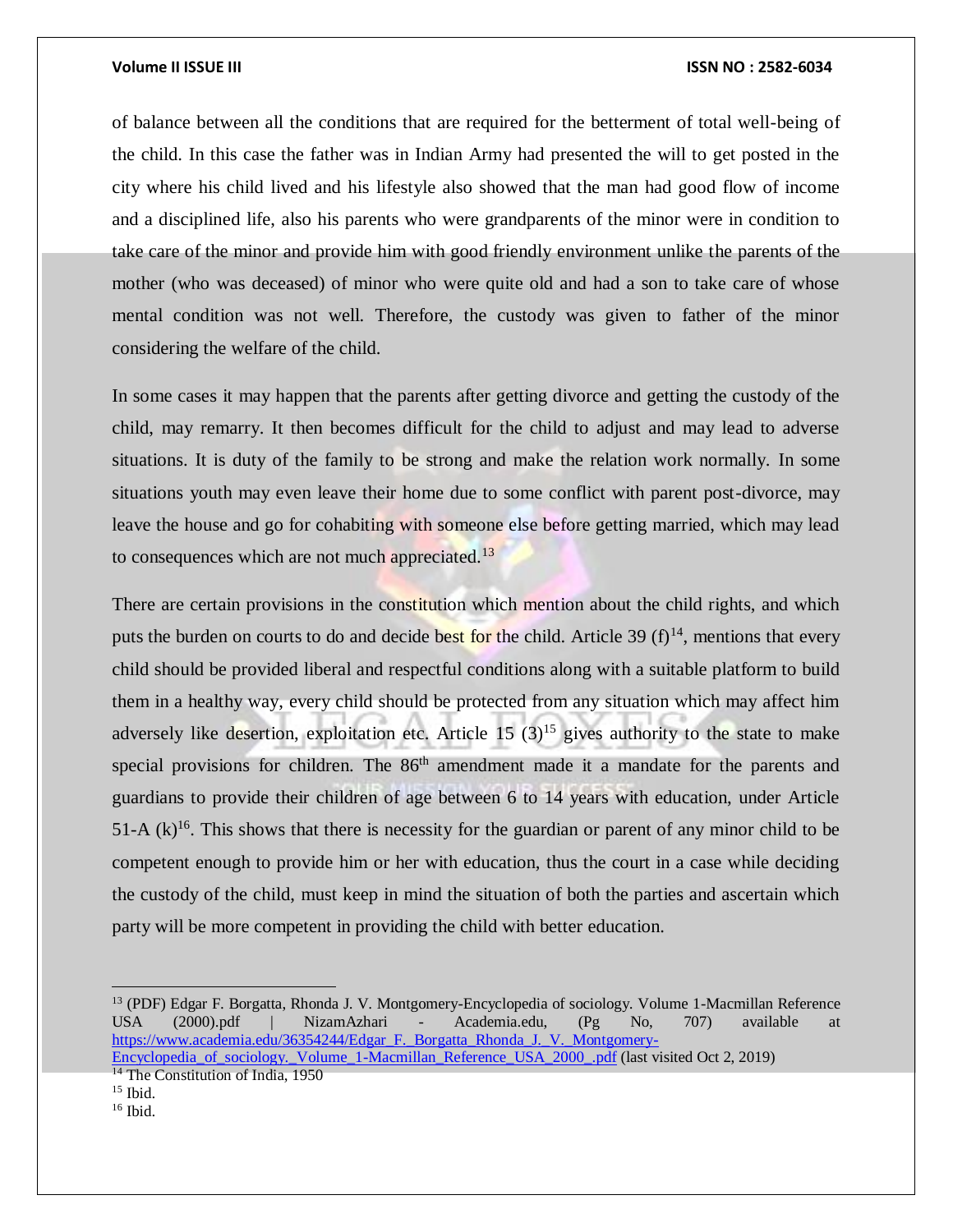of balance between all the conditions that are required for the betterment of total well-being of the child. In this case the father was in Indian Army had presented the will to get posted in the city where his child lived and his lifestyle also showed that the man had good flow of income and a disciplined life, also his parents who were grandparents of the minor were in condition to take care of the minor and provide him with good friendly environment unlike the parents of the mother (who was deceased) of minor who were quite old and had a son to take care of whose mental condition was not well. Therefore, the custody was given to father of the minor considering the welfare of the child.

In some cases it may happen that the parents after getting divorce and getting the custody of the child, may remarry. It then becomes difficult for the child to adjust and may lead to adverse situations. It is duty of the family to be strong and make the relation work normally. In some situations youth may even leave their home due to some conflict with parent post-divorce, may leave the house and go for cohabiting with someone else before getting married, which may lead to consequences which are not much appreciated.[13]

There are certain provisions in the constitution which mention about the child rights, and which puts the burden on courts to do and decide best for the child. Article 39 (f)[14], mentions that every child should be provided liberal and respectful conditions along with a suitable platform to build them in a healthy way, every child should be protected from any situation which may affect him adversely like desertion, exploitation etc. Article 15 (3)[15] gives authority to the state to make special provisions for children. The 86th amendment made it a mandate for the parents and guardians to provide their children of age between 6 to 14 years with education, under Article 51-A (k)[16]. This shows that there is necessity for the guardian or parent of any minor child to be competent enough to provide him or her with education, thus the court in a case while deciding the custody of the child, must keep in mind the situation of both the parties and ascertain which party will be more competent in providing the child with better education.

---

[13] (PDF) Edgar F. Borgatta, Rhonda J. V. Montgomery-Encyclopedia of sociology. Volume 1-Macmillan Reference USA (2000).pdf | NizamAzhari - Academia.edu, (Pg No, 707) available at https://www.academia.edu/36354244/Edgar_F._Borgatta_Rhonda_J._V._Montgomery-Encyclopedia_of_sociology._Volume_1-Macmillan_Reference_USA_2000_.pdf (last visited Oct 2, 2019)

[14] The Constitution of India, 1950

[15] Ibid.

[16] Ibid.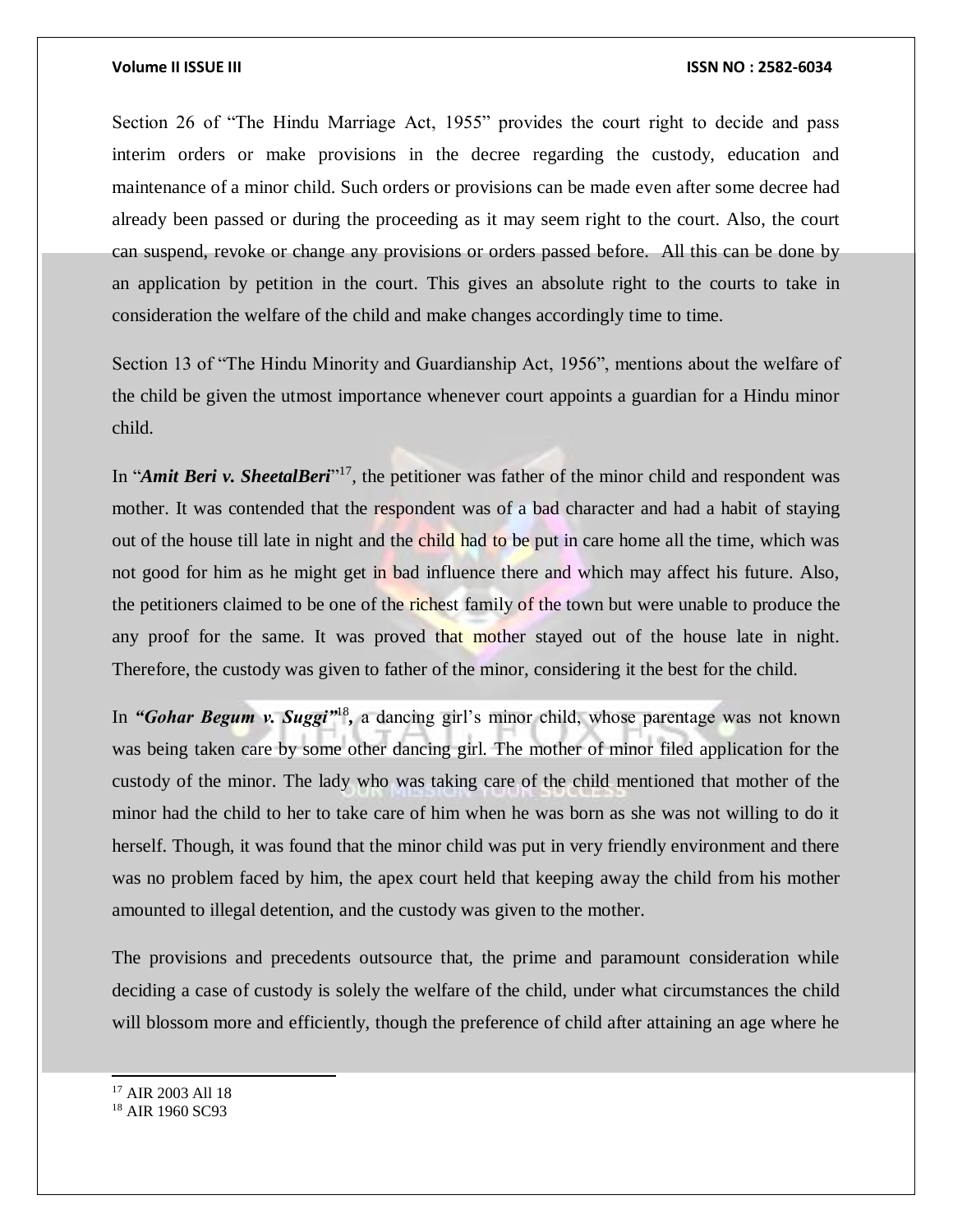Section 26 of "The Hindu Marriage Act, 1955" provides the court right to decide and pass interim orders or make provisions in the decree regarding the custody, education and maintenance of a minor child. Such orders or provisions can be made even after some decree had already been passed or during the proceeding as it may seem right to the court. Also, the court can suspend, revoke or change any provisions or orders passed before. All this can be done by an application by petition in the court. This gives an absolute right to the courts to take in consideration the welfare of the child and make changes accordingly time to time.

Section 13 of "The Hindu Minority and Guardianship Act, 1956", mentions about the welfare of the child be given the utmost importance whenever court appoints a guardian for a Hindu minor child.

In "***Amit Beri v. SheetalBeri***"[17], the petitioner was father of the minor child and respondent was mother. It was contended that the respondent was of a bad character and had a habit of staying out of the house till late in night and the child had to be put in care home all the time, which was not good for him as he might get in bad influence there and which may affect his future. Also, the petitioners claimed to be one of the richest family of the town but were unable to produce the any proof for the same. It was proved that mother stayed out of the house late in night. Therefore, the custody was given to father of the minor, considering it the best for the child.

In ***"Gohar Begum v. Suggi"***[18]**,** a dancing girl's minor child, whose parentage was not known was being taken care by some other dancing girl. The mother of minor filed application for the custody of the minor. The lady who was taking care of the child mentioned that mother of the minor had the child to her to take care of him when he was born as she was not willing to do it herself. Though, it was found that the minor child was put in very friendly environment and there was no problem faced by him, the apex court held that keeping away the child from his mother amounted to illegal detention, and the custody was given to the mother.

The provisions and precedents outsource that, the prime and paramount consideration while deciding a case of custody is solely the welfare of the child, under what circumstances the child will blossom more and efficiently, though the preference of child after attaining an age where he

---

[17] AIR 2003 All 18

[18] AIR 1960 SC93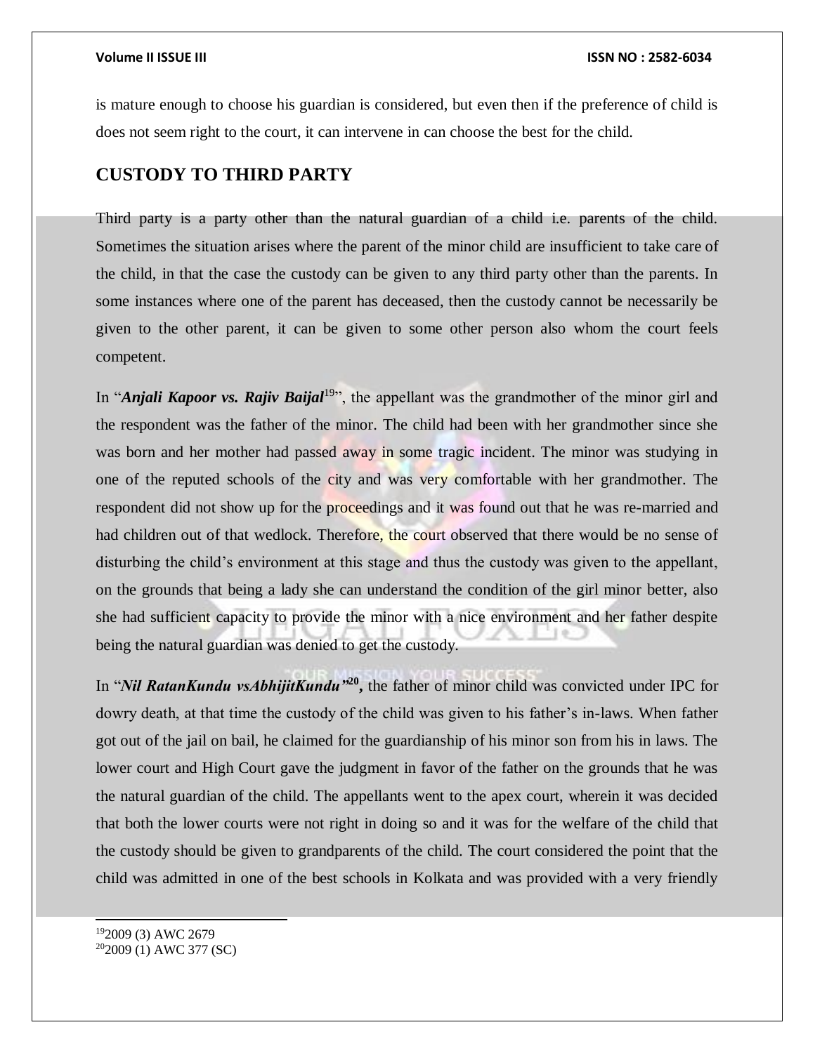is mature enough to choose his guardian is considered, but even then if the preference of child is does not seem right to the court, it can intervene in can choose the best for the child.

## CUSTODY TO THIRD PARTY

Third party is a party other than the natural guardian of a child i.e. parents of the child. Sometimes the situation arises where the parent of the minor child are insufficient to take care of the child, in that the case the custody can be given to any third party other than the parents. In some instances where one of the parent has deceased, then the custody cannot be necessarily be given to the other parent, it can be given to some other person also whom the court feels competent.

In "***Anjali Kapoor vs. Rajiv Baijal***[19]", the appellant was the grandmother of the minor girl and the respondent was the father of the minor. The child had been with her grandmother since she was born and her mother had passed away in some tragic incident. The minor was studying in one of the reputed schools of the city and was very comfortable with her grandmother. The respondent did not show up for the proceedings and it was found out that he was re-married and had children out of that wedlock. Therefore, the court observed that there would be no sense of disturbing the child's environment at this stage and thus the custody was given to the appellant, on the grounds that being a lady she can understand the condition of the girl minor better, also she had sufficient capacity to provide the minor with a nice environment and her father despite being the natural guardian was denied to get the custody.

In "***Nil RatanKundu vsAbhijitKundu"***[20]**,** the father of minor child was convicted under IPC for dowry death, at that time the custody of the child was given to his father's in-laws. When father got out of the jail on bail, he claimed for the guardianship of his minor son from his in laws. The lower court and High Court gave the judgment in favor of the father on the grounds that he was the natural guardian of the child. The appellants went to the apex court, wherein it was decided that both the lower courts were not right in doing so and it was for the welfare of the child that the custody should be given to grandparents of the child. The court considered the point that the child was admitted in one of the best schools in Kolkata and was provided with a very friendly

---

[19] 2009 (3) AWC 2679

[20] 2009 (1) AWC 377 (SC)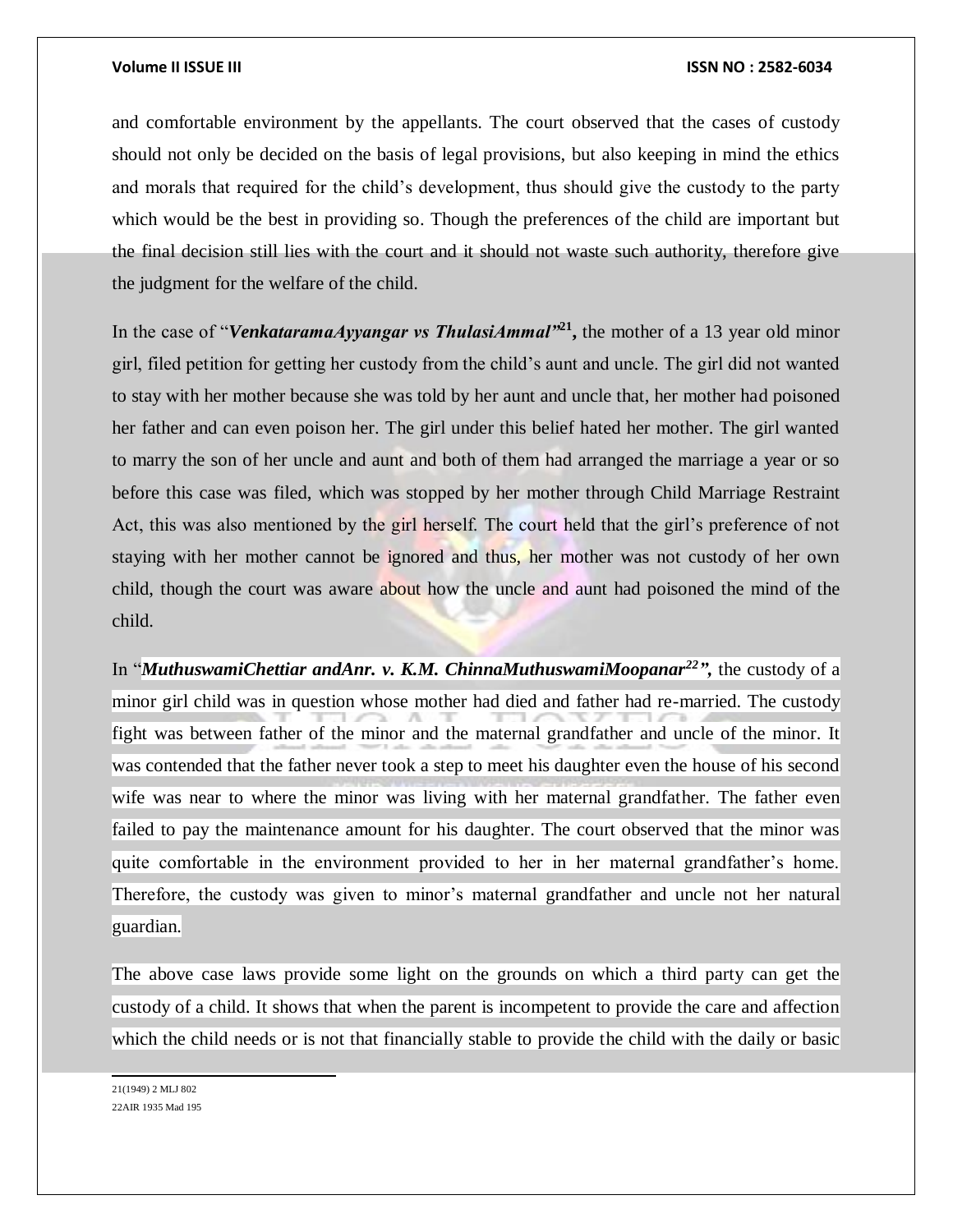and comfortable environment by the appellants. The court observed that the cases of custody should not only be decided on the basis of legal provisions, but also keeping in mind the ethics and morals that required for the child's development, thus should give the custody to the party which would be the best in providing so. Though the preferences of the child are important but the final decision still lies with the court and it should not waste such authority, therefore give the judgment for the welfare of the child.

In the case of "***VenkataramaAyyangar vs ThulasiAmmal***"[21]**,** the mother of a 13 year old minor girl, filed petition for getting her custody from the child's aunt and uncle. The girl did not wanted to stay with her mother because she was told by her aunt and uncle that, her mother had poisoned her father and can even poison her. The girl under this belief hated her mother. The girl wanted to marry the son of her uncle and aunt and both of them had arranged the marriage a year or so before this case was filed, which was stopped by her mother through Child Marriage Restraint Act, this was also mentioned by the girl herself. The court held that the girl's preference of not staying with her mother cannot be ignored and thus, her mother was not custody of her own child, though the court was aware about how the uncle and aunt had poisoned the mind of the child.

In "***MuthuswamiChettiar andAnr. v. K.M. ChinnaMuthuswamiMoopanar***[22]***",*** the custody of a minor girl child was in question whose mother had died and father had re-married. The custody fight was between father of the minor and the maternal grandfather and uncle of the minor. It was contended that the father never took a step to meet his daughter even the house of his second wife was near to where the minor was living with her maternal grandfather. The father even failed to pay the maintenance amount for his daughter. The court observed that the minor was quite comfortable in the environment provided to her in her maternal grandfather's home. Therefore, the custody was given to minor's maternal grandfather and uncle not her natural guardian.

The above case laws provide some light on the grounds on which a third party can get the custody of a child. It shows that when the parent is incompetent to provide the care and affection which the child needs or is not that financially stable to provide the child with the daily or basic

---

21(1949) 2 MLJ 802

22AIR 1935 Mad 195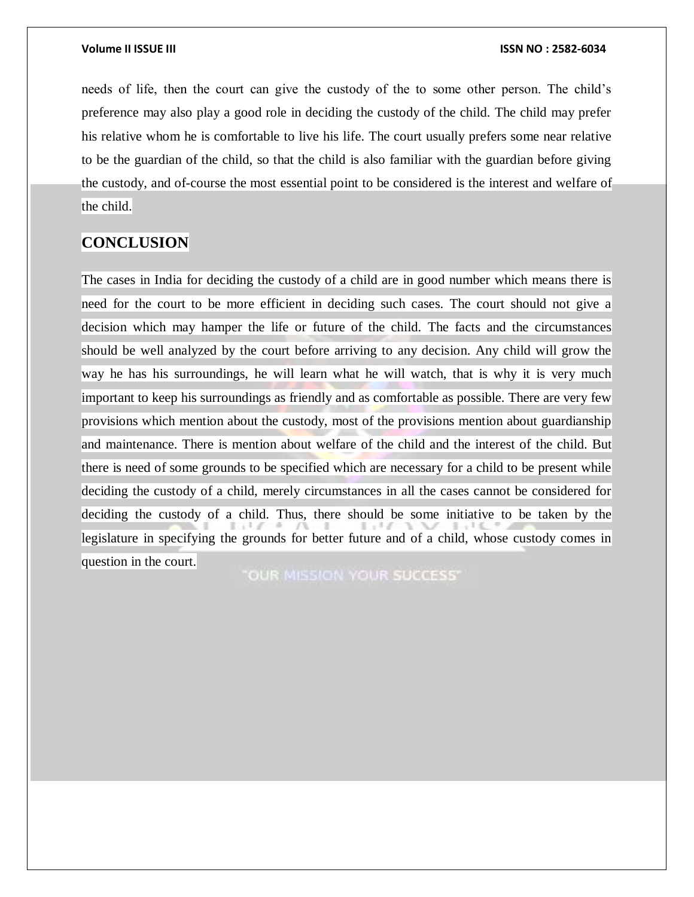needs of life, then the court can give the custody of the to some other person. The child's preference may also play a good role in deciding the custody of the child. The child may prefer his relative whom he is comfortable to live his life. The court usually prefers some near relative to be the guardian of the child, so that the child is also familiar with the guardian before giving the custody, and of-course the most essential point to be considered is the interest and welfare of the child.

## CONCLUSION

The cases in India for deciding the custody of a child are in good number which means there is need for the court to be more efficient in deciding such cases. The court should not give a decision which may hamper the life or future of the child. The facts and the circumstances should be well analyzed by the court before arriving to any decision. Any child will grow the way he has his surroundings, he will learn what he will watch, that is why it is very much important to keep his surroundings as friendly and as comfortable as possible. There are very few provisions which mention about the custody, most of the provisions mention about guardianship and maintenance. There is mention about welfare of the child and the interest of the child. But there is need of some grounds to be specified which are necessary for a child to be present while deciding the custody of a child, merely circumstances in all the cases cannot be considered for deciding the custody of a child. Thus, there should be some initiative to be taken by the legislature in specifying the grounds for better future and of a child, whose custody comes in question in the court.